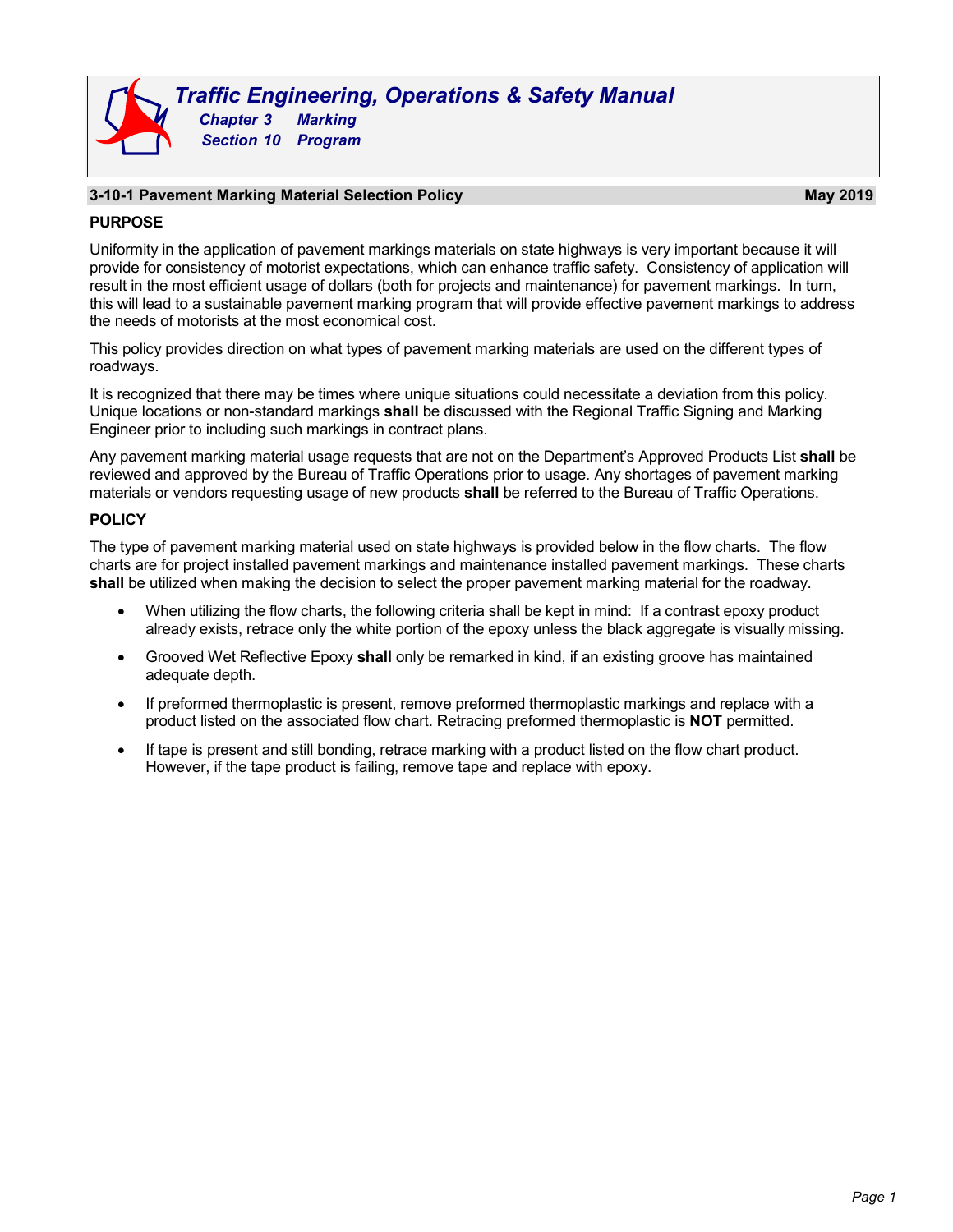# Traffic Engineering, Operations & Safety Manual

**Chapter 3 Marking**

**Section 10 Program**

## 3-10-1 Pavement Marking Material Selection Policy — May 2019

### PURPOSE

Uniformity in the application of pavement markings materials on state highways is very important because it will provide for consistency of motorist expectations, which can enhance traffic safety. Consistency of application will result in the most efficient usage of dollars (both for projects and maintenance) for pavement markings. In turn, this will lead to a sustainable pavement marking program that will provide effective pavement markings to address the needs of motorists at the most economical cost.

This policy provides direction on what types of pavement marking materials are used on the different types of roadways.

It is recognized that there may be times where unique situations could necessitate a deviation from this policy. Unique locations or non-standard markings **shall** be discussed with the Regional Traffic Signing and Marking Engineer prior to including such markings in contract plans.

Any pavement marking material usage requests that are not on the Department's Approved Products List **shall** be reviewed and approved by the Bureau of Traffic Operations prior to usage. Any shortages of pavement marking materials or vendors requesting usage of new products **shall** be referred to the Bureau of Traffic Operations.

### POLICY

The type of pavement marking material used on state highways is provided below in the flow charts. The flow charts are for project installed pavement markings and maintenance installed pavement markings. These charts **shall** be utilized when making the decision to select the proper pavement marking material for the roadway.

- When utilizing the flow charts, the following criteria shall be kept in mind: If a contrast epoxy product already exists, retrace only the white portion of the epoxy unless the black aggregate is visually missing.
- Grooved Wet Reflective Epoxy **shall** only be remarked in kind, if an existing groove has maintained adequate depth.
- If preformed thermoplastic is present, remove preformed thermoplastic markings and replace with a product listed on the associated flow chart. Retracing preformed thermoplastic is **NOT** permitted.
- If tape is present and still bonding, retrace marking with a product listed on the flow chart product. However, if the tape product is failing, remove tape and replace with epoxy.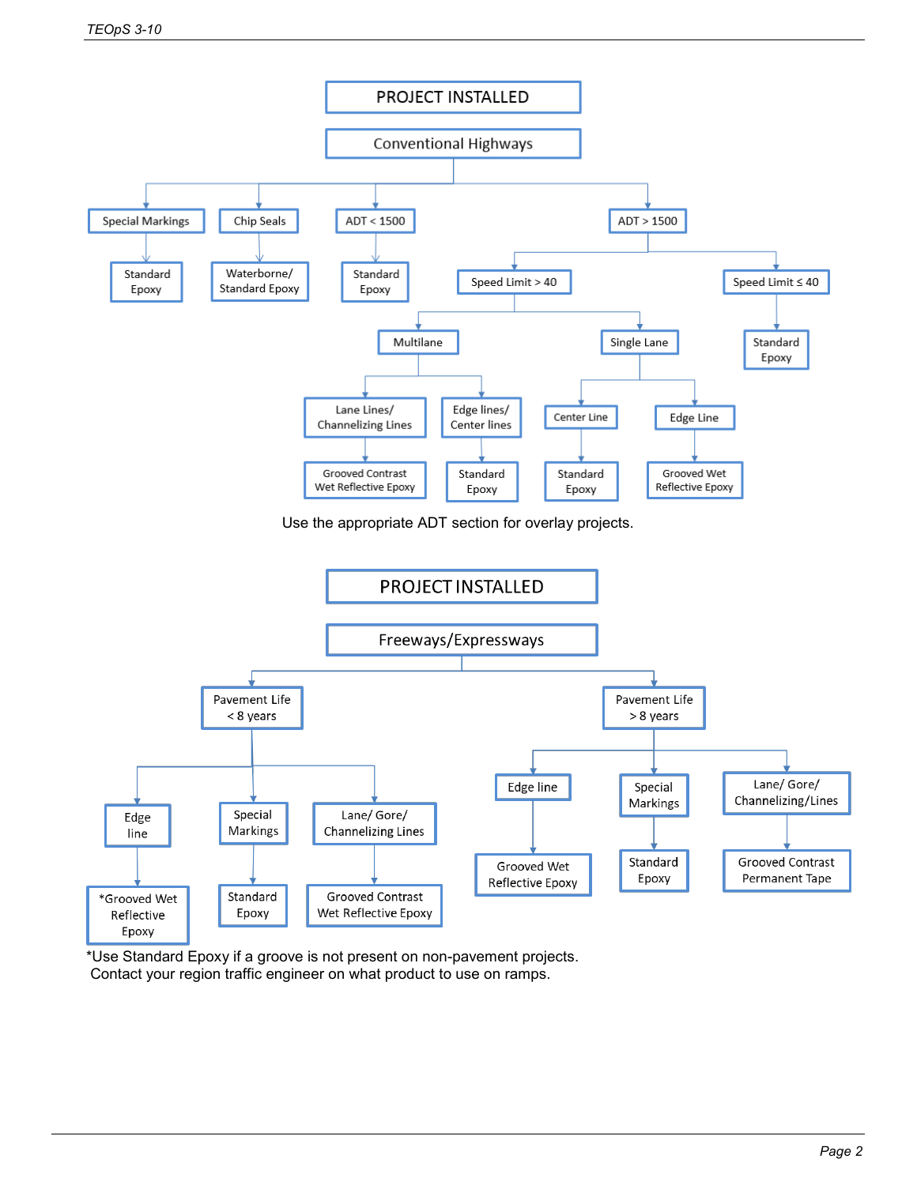# PROJECT INSTALLED

## Conventional Highways

- **Special Markings**
  - Standard Epoxy
- **Chip Seals**
  - Waterborne/ Standard Epoxy
- **ADT < 1500**
  - Standard Epoxy
- **ADT > 1500**
  - **Speed Limit > 40**
    - **Multilane**
      - Lane Lines/ Channelizing Lines
        - Grooved Contrast Wet Reflective Epoxy
      - Edge lines/ Center lines
        - Standard Epoxy
    - **Single Lane**
      - Center Line
        - Standard Epoxy
      - Edge Line
        - Grooved Wet Reflective Epoxy
  - **Speed Limit ≤ 40**
    - Standard Epoxy

Use the appropriate ADT section for overlay projects.

# PROJECT INSTALLED

## Freeways/Expressways

- **Pavement Life < 8 years**
  - Edge line
    - *Grooved Wet Reflective Epoxy
  - Special Markings
    - Standard Epoxy
  - Lane/ Gore/ Channelizing Lines
    - Grooved Contrast Wet Reflective Epoxy
- **Pavement Life > 8 years**
  - Edge line
    - Grooved Wet Reflective Epoxy
  - Special Markings
    - Standard Epoxy
  - Lane/ Gore/ Channelizing/Lines
    - Grooved Contrast Permanent Tape

*Use Standard Epoxy if a groove is not present on non-pavement projects.
Contact your region traffic engineer on what product to use on ramps.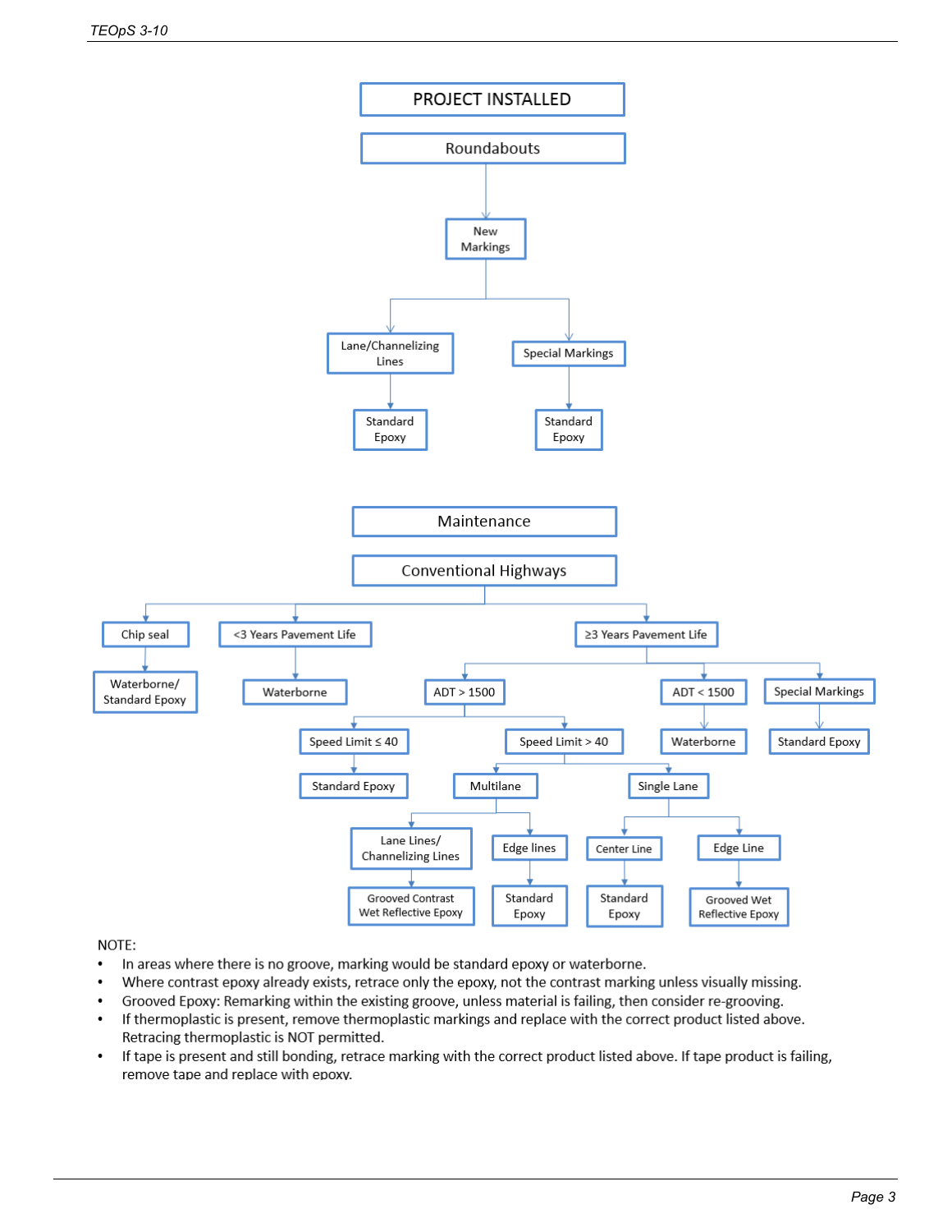## PROJECT INSTALLED

### Roundabouts

- New Markings
  - Lane/Channelizing Lines
    - Standard Epoxy
  - Special Markings
    - Standard Epoxy

## Maintenance

### Conventional Highways

- Chip seal
  - Waterborne/ Standard Epoxy
- <3 Years Pavement Life
  - Waterborne
- ≥3 Years Pavement Life
  - ADT > 1500
    - Speed Limit ≤ 40
      - Standard Epoxy
    - Speed Limit > 40
      - Multilane
        - Lane Lines/ Channelizing Lines
          - Grooved Contrast Wet Reflective Epoxy
        - Edge lines
          - Standard Epoxy
      - Single Lane
        - Center Line
          - Standard Epoxy
        - Edge Line
          - Grooved Wet Reflective Epoxy
  - ADT < 1500
    - Waterborne
  - Special Markings
    - Standard Epoxy

NOTE:

- In areas where there is no groove, marking would be standard epoxy or waterborne.
- Where contrast epoxy already exists, retrace only the epoxy, not the contrast marking unless visually missing.
- Grooved Epoxy: Remarking within the existing groove, unless material is failing, then consider re-grooving.
- If thermoplastic is present, remove thermoplastic markings and replace with the correct product listed above. Retracing thermoplastic is NOT permitted.
- If tape is present and still bonding, retrace marking with the correct product listed above. If tape product is failing, remove tape and replace with epoxy.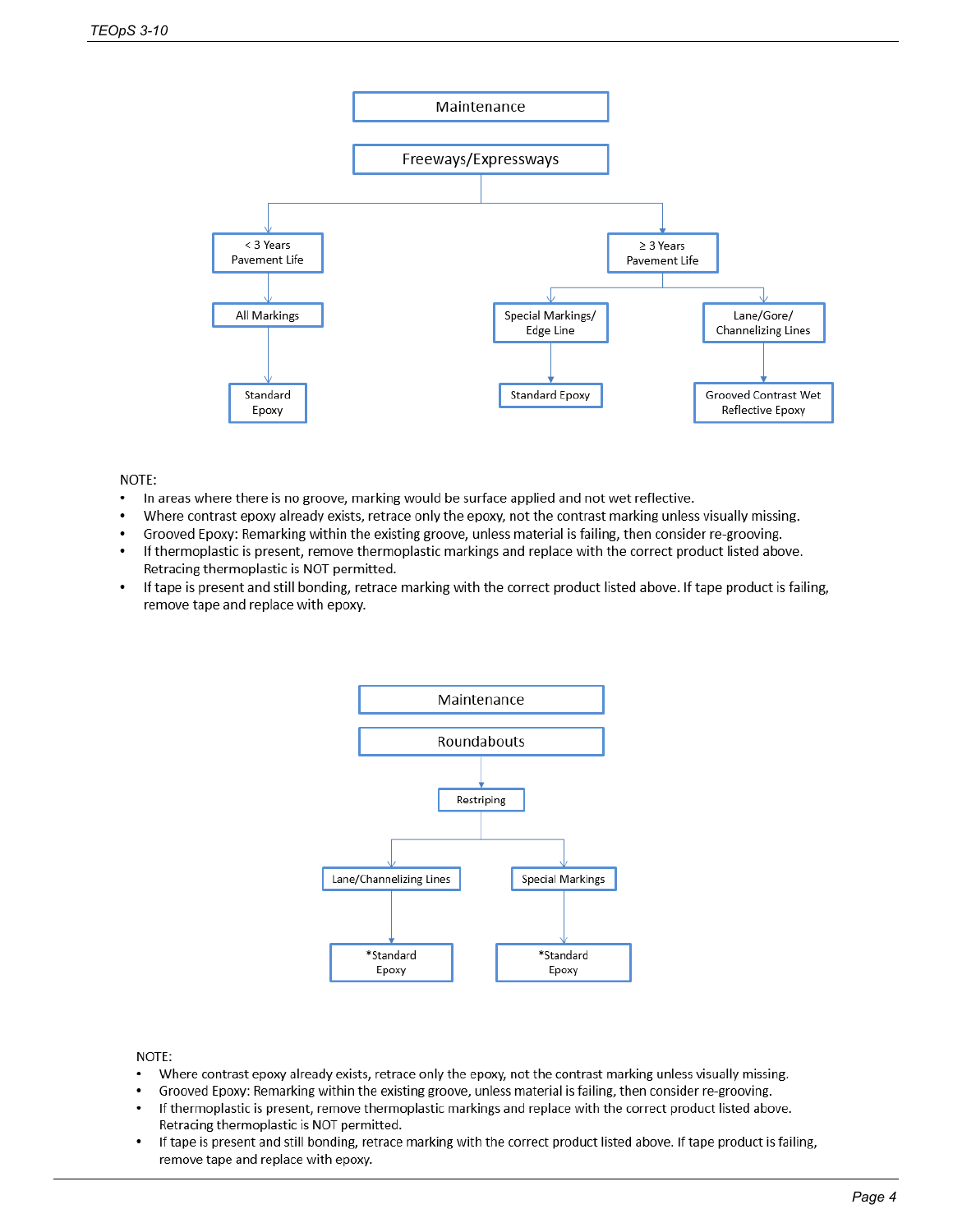Maintenance

Freeways/Expressways

< 3 Years Pavement Life

All Markings

Standard Epoxy

≥ 3 Years Pavement Life

Special Markings/ Edge Line

Standard Epoxy

Lane/Gore/ Channelizing Lines

Grooved Contrast Wet Reflective Epoxy

NOTE:

- In areas where there is no groove, marking would be surface applied and not wet reflective.
- Where contrast epoxy already exists, retrace only the epoxy, not the contrast marking unless visually missing.
- Grooved Epoxy: Remarking within the existing groove, unless material is failing, then consider re-grooving.
- If thermoplastic is present, remove thermoplastic markings and replace with the correct product listed above. Retracing thermoplastic is NOT permitted.
- If tape is present and still bonding, retrace marking with the correct product listed above. If tape product is failing, remove tape and replace with epoxy.

Maintenance

Roundabouts

Restriping

Lane/Channelizing Lines

*Standard Epoxy

Special Markings

*Standard Epoxy

NOTE:

- Where contrast epoxy already exists, retrace only the epoxy, not the contrast marking unless visually missing.
- Grooved Epoxy: Remarking within the existing groove, unless material is failing, then consider re-grooving.
- If thermoplastic is present, remove thermoplastic markings and replace with the correct product listed above. Retracing thermoplastic is NOT permitted.
- If tape is present and still bonding, retrace marking with the correct product listed above. If tape product is failing, remove tape and replace with epoxy.